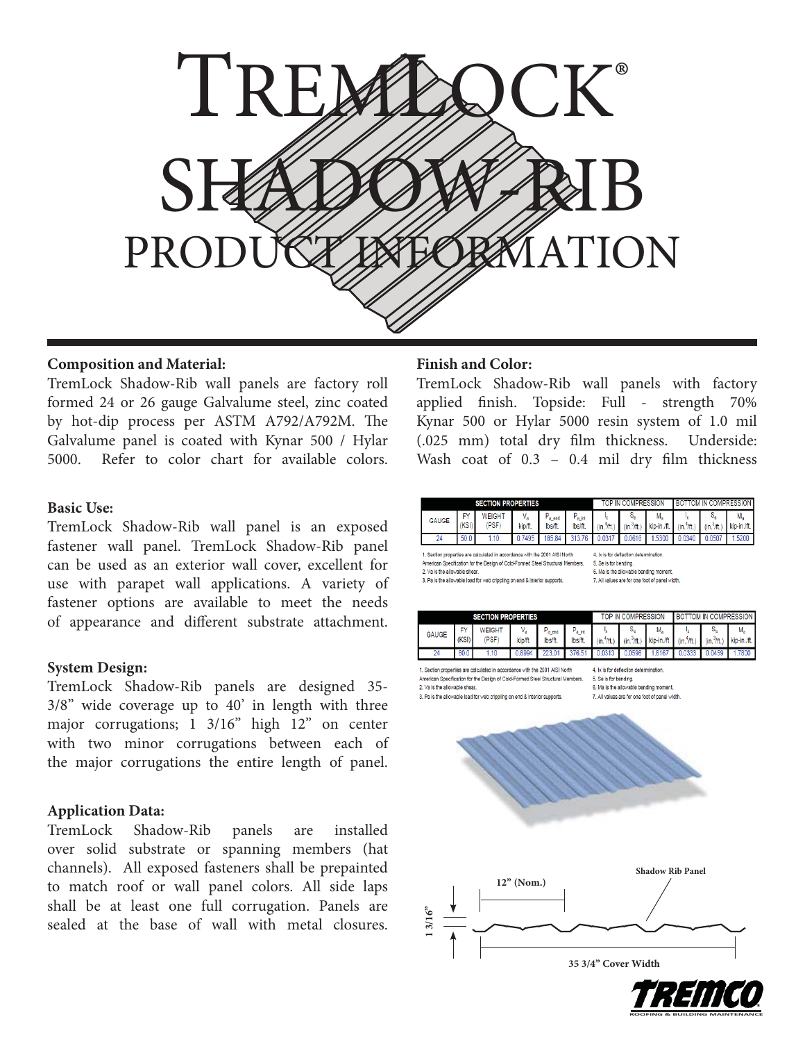# TREMLOCK®
# SHADOW-RIB
## PRODUCT INFORMATION

### Composition and Material:

TremLock Shadow-Rib wall panels are factory roll formed 24 or 26 gauge Galvalume steel, zinc coated by hot-dip process per ASTM A792/A792M. The Galvalume panel is coated with Kynar 500 / Hylar 5000. Refer to color chart for available colors.

### Basic Use:

TremLock Shadow-Rib wall panel is an exposed fastener wall panel. TremLock Shadow-Rib panel can be used as an exterior wall cover, excellent for use with parapet wall applications. A variety of fastener options are available to meet the needs of appearance and different substrate attachment.

### System Design:

TremLock Shadow-Rib panels are designed 35-3/8" wide coverage up to 40' in length with three major corrugations; 1 3/16" high 12" on center with two minor corrugations between each of the major corrugations the entire length of panel.

### Application Data:

TremLock Shadow-Rib panels are installed over solid substrate or spanning members (hat channels). All exposed fasteners shall be prepainted to match roof or wall panel colors. All side laps shall be at least one full corrugation. Panels are sealed at the base of wall with metal closures.

### Finish and Color:

TremLock Shadow-Rib wall panels with factory applied finish. Topside: Full - strength 70% Kynar 500 or Hylar 5000 resin system of 1.0 mil (.025 mm) total dry film thickness. Underside: Wash coat of 0.3 – 0.4 mil dry film thickness

| SECTION PROPERTIES | | | | | | TOP IN COMPRESSION | | | BOTTOM IN COMPRESSION | | |
|---|---|---|---|---|---|---|---|---|---|---|---|
| GAUGE | FY (KSI) | WEIGHT (PSF) | $V_a$ kip/ft. | $P_{a\_end}$ lbs/ft. | $P_{a\_int}$ lbs/ft. | $I_x$ (in.$^4$/ft.) | $S_e$ (in.$^3$/ft.) | $M_a$ kip-in./ft. | $I_x$ (in.$^4$/ft.) | $S_e$ (in.$^3$/ft.) | $M_a$ kip-in./ft. |
| 24 | 50.0 | 1.10 | 0.7495 | 185.84 | 313.76 | 0.0317 | 0.0616 | 1.5300 | 0.0340 | 0.0507 | 1.5200 |

1. Section properties are calculated in accordance with the 2001 AISI North American Specification for the Design of Cold-Formed Steel Structural Members.
2. Va is the allowable shear.
3. Pa is the allowable load for web crippling on end & interior supports.
4. Ix is for deflection determination.
5. Se is for bending.
6. Ma is the allowable bending moment.
7. All values are for one foot of panel width.

| SECTION PROPERTIES | | | | | | TOP IN COMPRESSION | | | BOTTOM IN COMPRESSION | | |
|---|---|---|---|---|---|---|---|---|---|---|---|
| GAUGE | FY (KSI) | WEIGHT (PSF) | $V_a$ kip/ft. | $P_{a\_end}$ lbs/ft. | $P_{a\_int}$ lbs/ft. | $I_x$ (in.$^4$/ft.) | $S_e$ (in.$^3$/ft.) | $M_a$ kip-in./ft. | $I_x$ (in.$^4$/ft.) | $S_e$ (in.$^3$/ft.) | $M_a$ kip-in./ft. |
| 24 | 80.0 | 1.10 | 0.8994 | 223.01 | 376.51 | 0.0313 | 0.0598 | 1.8167 | 0.0333 | 0.0459 | 1.7800 |

1. Section properties are calculated in accordance with the 2001 AISI North American Specification for the Design of Cold-Formed Steel Structural Members.
2. Va is the allowable shear.
3. Pa is the allowable load for web crippling on end & interior supports.
4. Ix is for deflection determination.
5. Se is for bending.
6. Ma is the allowable bending moment.
7. All values are for one foot of panel width.

Shadow Rib Panel

12" (Nom.)

1 3/16"

35 3/4" Cover Width

TREMCO ROOFING & BUILDING MAINTENANCE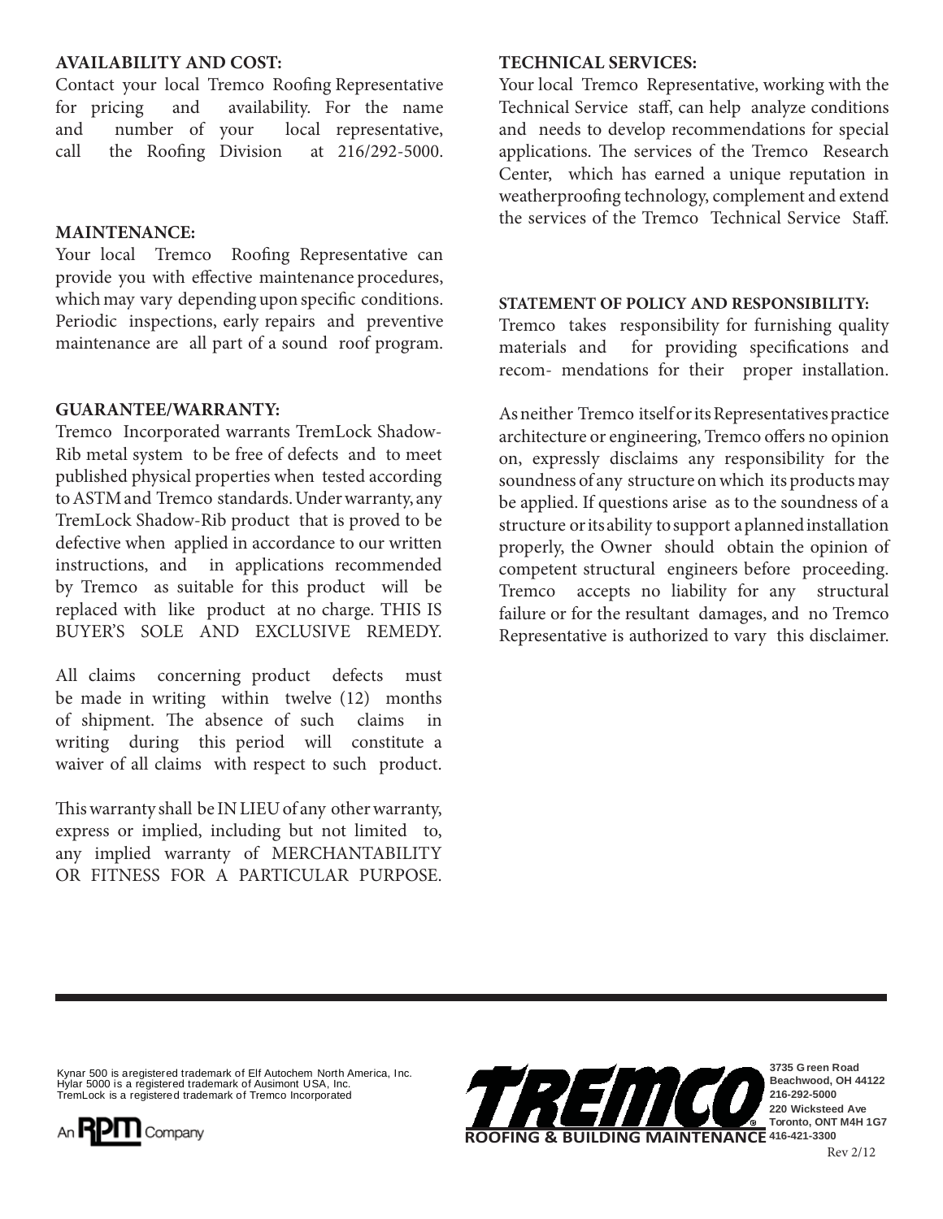**AVAILABILITY AND COST:**
Contact your local Tremco Roofing Representative for pricing and availability. For the name and number of your local representative, call the Roofing Division at 216/292-5000.

**MAINTENANCE:**
Your local Tremco Roofing Representative can provide you with effective maintenance procedures, which may vary depending upon specific conditions. Periodic inspections, early repairs and preventive maintenance are all part of a sound roof program.

**GUARANTEE/WARRANTY:**
Tremco Incorporated warrants TremLock Shadow-Rib metal system to be free of defects and to meet published physical properties when tested according to ASTM and Tremco standards. Under warranty, any TremLock Shadow-Rib product that is proved to be defective when applied in accordance to our written instructions, and in applications recommended by Tremco as suitable for this product will be replaced with like product at no charge. THIS IS BUYER'S SOLE AND EXCLUSIVE REMEDY.

All claims concerning product defects must be made in writing within twelve (12) months of shipment. The absence of such claims in writing during this period will constitute a waiver of all claims with respect to such product.

This warranty shall be IN LIEU of any other warranty, express or implied, including but not limited to, any implied warranty of MERCHANTABILITY OR FITNESS FOR A PARTICULAR PURPOSE.

**TECHNICAL SERVICES:**
Your local Tremco Representative, working with the Technical Service staff, can help analyze conditions and needs to develop recommendations for special applications. The services of the Tremco Research Center, which has earned a unique reputation in weatherproofing technology, complement and extend the services of the Tremco Technical Service Staff.

**STATEMENT OF POLICY AND RESPONSIBILITY:**
Tremco takes responsibility for furnishing quality materials and for providing specifications and recom- mendations for their proper installation.

As neither Tremco itself or its Representatives practice architecture or engineering, Tremco offers no opinion on, expressly disclaims any responsibility for the soundness of any structure on which its products may be applied. If questions arise as to the soundness of a structure or its ability to support a planned installation properly, the Owner should obtain the opinion of competent structural engineers before proceeding. Tremco accepts no liability for any structural failure or for the resultant damages, and no Tremco Representative is authorized to vary this disclaimer.

---

Kynar 500 is aregistered trademark of Elf Autochem North America, Inc.
Hylar 5000 is a registered trademark of Ausimont USA, Inc.
TremLock is a registered trademark of Tremco Incorporated

An RPM Company

TREMCO
ROOFING & BUILDING MAINTENANCE

3735 Green Road
Beachwood, OH 44122
216-292-5000
220 Wicksteed Ave
Toronto, ONT M4H 1G7
416-421-3300

Rev 2/12